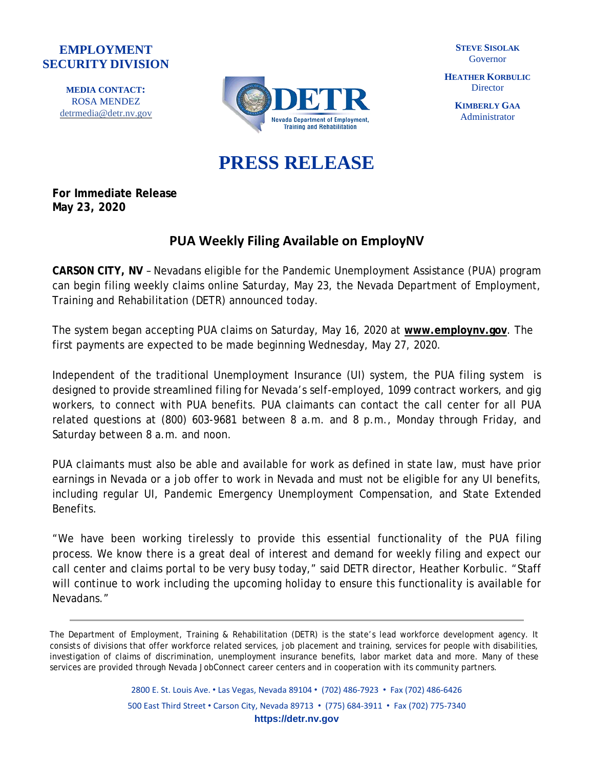**EMPLOYMENT SECURITY DIVISION**

**MEDIA CONTACT:**
ROSA MENDEZ
detrmedia@detr.nv.gov

DETR
Nevada Department of Employment, Training and Rehabilitation

**STEVE SISOLAK**
Governor

**HEATHER KORBULIC**
Director

**KIMBERLY GAA**
Administrator

# PRESS RELEASE

**For Immediate Release**
**May 23, 2020**

## PUA Weekly Filing Available on EmployNV

**CARSON CITY, NV** – Nevadans eligible for the Pandemic Unemployment Assistance (PUA) program can begin filing weekly claims online Saturday, May 23, the Nevada Department of Employment, Training and Rehabilitation (DETR) announced today.

The system began accepting PUA claims on Saturday, May 16, 2020 at **www.employnv.gov**. The first payments are expected to be made beginning Wednesday, May 27, 2020.

Independent of the traditional Unemployment Insurance (UI) system, the PUA filing system is designed to provide streamlined filing for Nevada's self-employed, 1099 contract workers, and gig workers, to connect with PUA benefits. PUA claimants can contact the call center for all PUA related questions at (800) 603-9681 between 8 a.m. and 8 p.m., Monday through Friday, and Saturday between 8 a.m. and noon.

PUA claimants must also be able and available for work as defined in state law, must have prior earnings in Nevada or a job offer to work in Nevada and must not be eligible for any UI benefits, including regular UI, Pandemic Emergency Unemployment Compensation, and State Extended Benefits.

"We have been working tirelessly to provide this essential functionality of the PUA filing process. We know there is a great deal of interest and demand for weekly filing and expect our call center and claims portal to be very busy today," said DETR director, Heather Korbulic. "Staff will continue to work including the upcoming holiday to ensure this functionality is available for Nevadans."

---

The Department of Employment, Training & Rehabilitation (DETR) is the state's lead workforce development agency. It consists of divisions that offer workforce related services, job placement and training, services for people with disabilities, investigation of claims of discrimination, unemployment insurance benefits, labor market data and more. Many of these services are provided through Nevada JobConnect career centers and in cooperation with its community partners.

2800 E. St. Louis Ave. • Las Vegas, Nevada 89104 • (702) 486-7923 • Fax (702) 486-6426
500 East Third Street • Carson City, Nevada 89713 • (775) 684-3911 • Fax (702) 775-7340
**https://detr.nv.gov**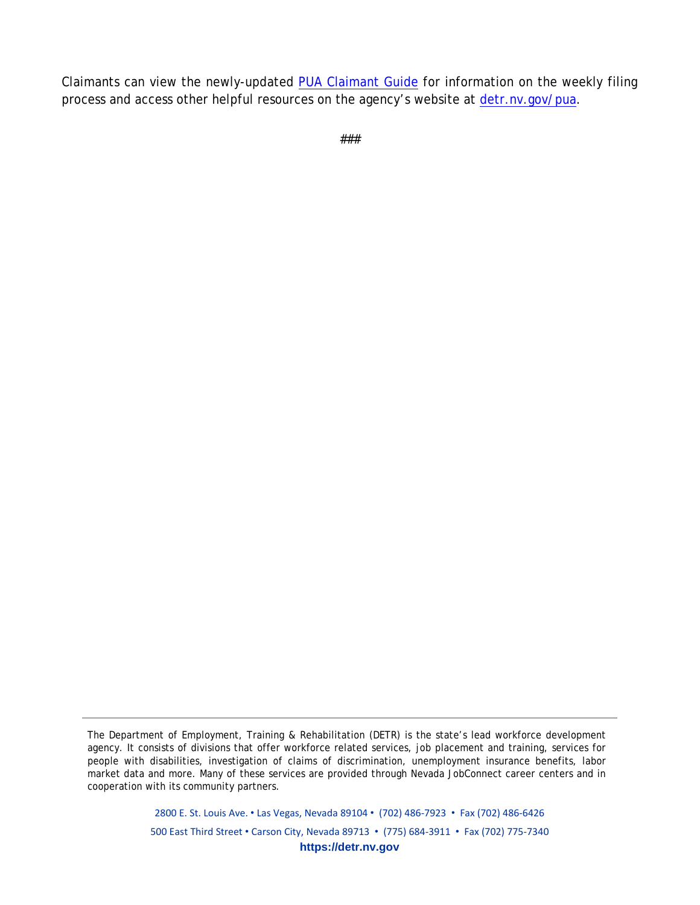Claimants can view the newly-updated [PUA Claimant Guide] for information on the weekly filing process and access other helpful resources on the agency's website at detr.nv.gov/pua.

###

The Department of Employment, Training & Rehabilitation (DETR) is the state's lead workforce development agency. It consists of divisions that offer workforce related services, job placement and training, services for people with disabilities, investigation of claims of discrimination, unemployment insurance benefits, labor market data and more. Many of these services are provided through Nevada JobConnect career centers and in cooperation with its community partners.

2800 E. St. Louis Ave. • Las Vegas, Nevada 89104 • (702) 486-7923 • Fax (702) 486-6426

500 East Third Street • Carson City, Nevada 89713 • (775) 684-3911 • Fax (702) 775-7340

**https://detr.nv.gov**